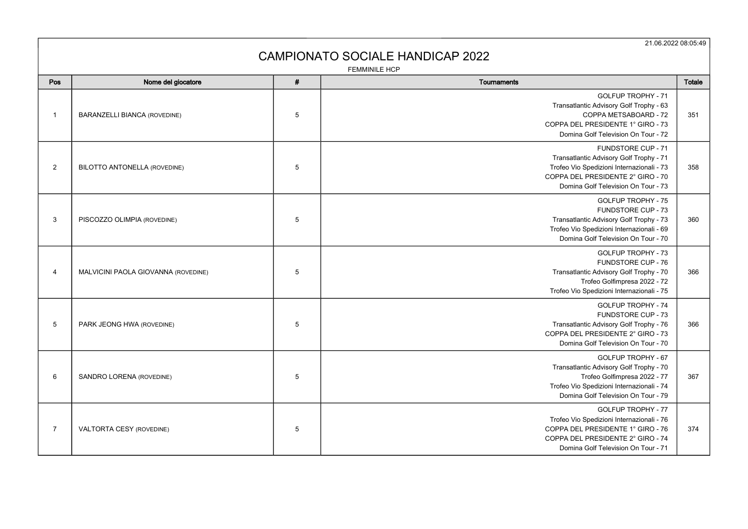21.06.2022 08:05:49

# CAMPIONATO SOCIALE HANDICAP 2022

FEMMINILE HCP

| Pos | Nome del giocatore | # | Tournaments | Totale |
|---|---|---|---|---|
| 1 | BARANZELLI BIANCA (ROVEDINE) | 5 | GOLFUP TROPHY - 71<br>Transatlantic Advisory Golf Trophy - 63<br>COPPA METSABOARD - 72<br>COPPA DEL PRESIDENTE 1° GIRO - 73<br>Domina Golf Television On Tour - 72 | 351 |
| 2 | BILOTTO ANTONELLA (ROVEDINE) | 5 | FUNDSTORE CUP - 71<br>Transatlantic Advisory Golf Trophy - 71<br>Trofeo Vio Spedizioni Internazionali - 73<br>COPPA DEL PRESIDENTE 2° GIRO - 70<br>Domina Golf Television On Tour - 73 | 358 |
| 3 | PISCOZZO OLIMPIA (ROVEDINE) | 5 | GOLFUP TROPHY - 75<br>FUNDSTORE CUP - 73<br>Transatlantic Advisory Golf Trophy - 73<br>Trofeo Vio Spedizioni Internazionali - 69<br>Domina Golf Television On Tour - 70 | 360 |
| 4 | MALVICINI PAOLA GIOVANNA (ROVEDINE) | 5 | GOLFUP TROPHY - 73<br>FUNDSTORE CUP - 76<br>Transatlantic Advisory Golf Trophy - 70<br>Trofeo Golfimpresa 2022 - 72<br>Trofeo Vio Spedizioni Internazionali - 75 | 366 |
| 5 | PARK JEONG HWA (ROVEDINE) | 5 | GOLFUP TROPHY - 74<br>FUNDSTORE CUP - 73<br>Transatlantic Advisory Golf Trophy - 76<br>COPPA DEL PRESIDENTE 2° GIRO - 73<br>Domina Golf Television On Tour - 70 | 366 |
| 6 | SANDRO LORENA (ROVEDINE) | 5 | GOLFUP TROPHY - 67<br>Transatlantic Advisory Golf Trophy - 70<br>Trofeo Golfimpresa 2022 - 77<br>Trofeo Vio Spedizioni Internazionali - 74<br>Domina Golf Television On Tour - 79 | 367 |
| 7 | VALTORTA CESY (ROVEDINE) | 5 | GOLFUP TROPHY - 77<br>Trofeo Vio Spedizioni Internazionali - 76<br>COPPA DEL PRESIDENTE 1° GIRO - 76<br>COPPA DEL PRESIDENTE 2° GIRO - 74<br>Domina Golf Television On Tour - 71 | 374 |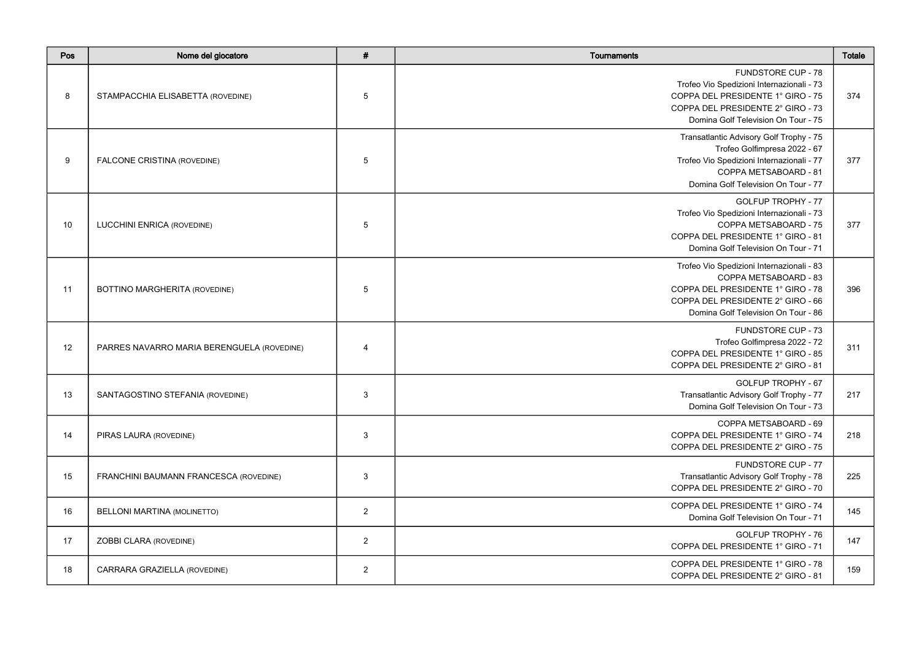| Pos | Nome del giocatore | # | Tournaments | Totale |
|---|---|---|---|---|
| 8 | STAMPACCHIA ELISABETTA (ROVEDINE) | 5 | FUNDSTORE CUP - 78<br>Trofeo Vio Spedizioni Internazionali - 73<br>COPPA DEL PRESIDENTE 1° GIRO - 75<br>COPPA DEL PRESIDENTE 2° GIRO - 73<br>Domina Golf Television On Tour - 75 | 374 |
| 9 | FALCONE CRISTINA (ROVEDINE) | 5 | Transatlantic Advisory Golf Trophy - 75<br>Trofeo Golfimpresa 2022 - 67<br>Trofeo Vio Spedizioni Internazionali - 77<br>COPPA METSABOARD - 81<br>Domina Golf Television On Tour - 77 | 377 |
| 10 | LUCCHINI ENRICA (ROVEDINE) | 5 | GOLFUP TROPHY - 77<br>Trofeo Vio Spedizioni Internazionali - 73<br>COPPA METSABOARD - 75<br>COPPA DEL PRESIDENTE 1° GIRO - 81<br>Domina Golf Television On Tour - 71 | 377 |
| 11 | BOTTINO MARGHERITA (ROVEDINE) | 5 | Trofeo Vio Spedizioni Internazionali - 83<br>COPPA METSABOARD - 83<br>COPPA DEL PRESIDENTE 1° GIRO - 78<br>COPPA DEL PRESIDENTE 2° GIRO - 66<br>Domina Golf Television On Tour - 86 | 396 |
| 12 | PARRES NAVARRO MARIA BERENGUELA (ROVEDINE) | 4 | FUNDSTORE CUP - 73<br>Trofeo Golfimpresa 2022 - 72<br>COPPA DEL PRESIDENTE 1° GIRO - 85<br>COPPA DEL PRESIDENTE 2° GIRO - 81 | 311 |
| 13 | SANTAGOSTINO STEFANIA (ROVEDINE) | 3 | GOLFUP TROPHY - 67<br>Transatlantic Advisory Golf Trophy - 77<br>Domina Golf Television On Tour - 73 | 217 |
| 14 | PIRAS LAURA (ROVEDINE) | 3 | COPPA METSABOARD - 69<br>COPPA DEL PRESIDENTE 1° GIRO - 74<br>COPPA DEL PRESIDENTE 2° GIRO - 75 | 218 |
| 15 | FRANCHINI BAUMANN FRANCESCA (ROVEDINE) | 3 | FUNDSTORE CUP - 77<br>Transatlantic Advisory Golf Trophy - 78<br>COPPA DEL PRESIDENTE 2° GIRO - 70 | 225 |
| 16 | BELLONI MARTINA (MOLINETTO) | 2 | COPPA DEL PRESIDENTE 1° GIRO - 74<br>Domina Golf Television On Tour - 71 | 145 |
| 17 | ZOBBI CLARA (ROVEDINE) | 2 | GOLFUP TROPHY - 76<br>COPPA DEL PRESIDENTE 1° GIRO - 71 | 147 |
| 18 | CARRARA GRAZIELLA (ROVEDINE) | 2 | COPPA DEL PRESIDENTE 1° GIRO - 78<br>COPPA DEL PRESIDENTE 2° GIRO - 81 | 159 |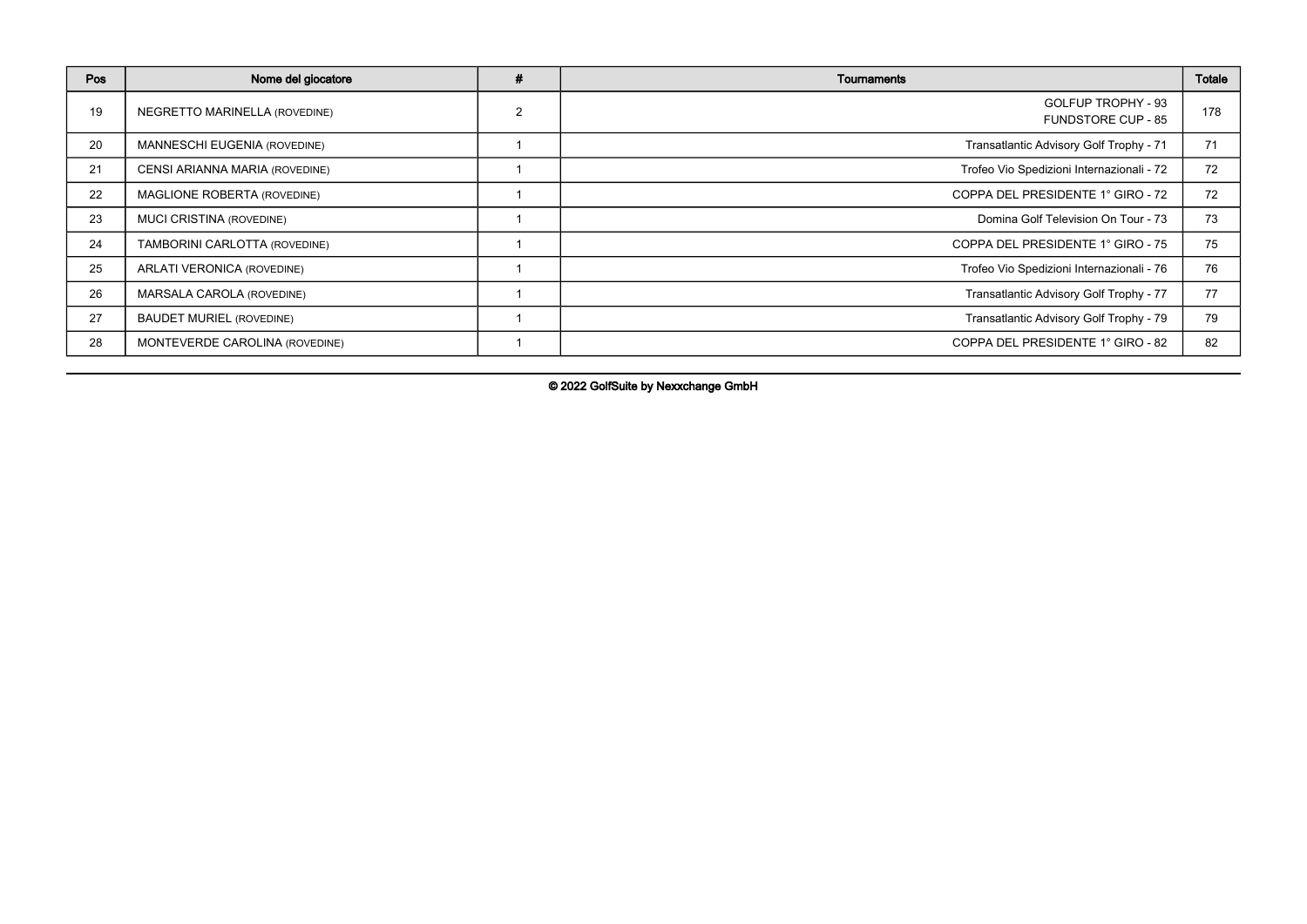| Pos | Nome del giocatore | # | Tournaments | Totale |
|---|---|---|---|---|
| 19 | NEGRETTO MARINELLA (ROVEDINE) | 2 | GOLFUP TROPHY - 93<br>FUNDSTORE CUP - 85 | 178 |
| 20 | MANNESCHI EUGENIA (ROVEDINE) | 1 | Transatlantic Advisory Golf Trophy - 71 | 71 |
| 21 | CENSI ARIANNA MARIA (ROVEDINE) | 1 | Trofeo Vio Spedizioni Internazionali - 72 | 72 |
| 22 | MAGLIONE ROBERTA (ROVEDINE) | 1 | COPPA DEL PRESIDENTE 1° GIRO - 72 | 72 |
| 23 | MUCI CRISTINA (ROVEDINE) | 1 | Domina Golf Television On Tour - 73 | 73 |
| 24 | TAMBORINI CARLOTTA (ROVEDINE) | 1 | COPPA DEL PRESIDENTE 1° GIRO - 75 | 75 |
| 25 | ARLATI VERONICA (ROVEDINE) | 1 | Trofeo Vio Spedizioni Internazionali - 76 | 76 |
| 26 | MARSALA CAROLA (ROVEDINE) | 1 | Transatlantic Advisory Golf Trophy - 77 | 77 |
| 27 | BAUDET MURIEL (ROVEDINE) | 1 | Transatlantic Advisory Golf Trophy - 79 | 79 |
| 28 | MONTEVERDE CAROLINA (ROVEDINE) | 1 | COPPA DEL PRESIDENTE 1° GIRO - 82 | 82 |

© 2022 GolfSuite by Nexxchange GmbH